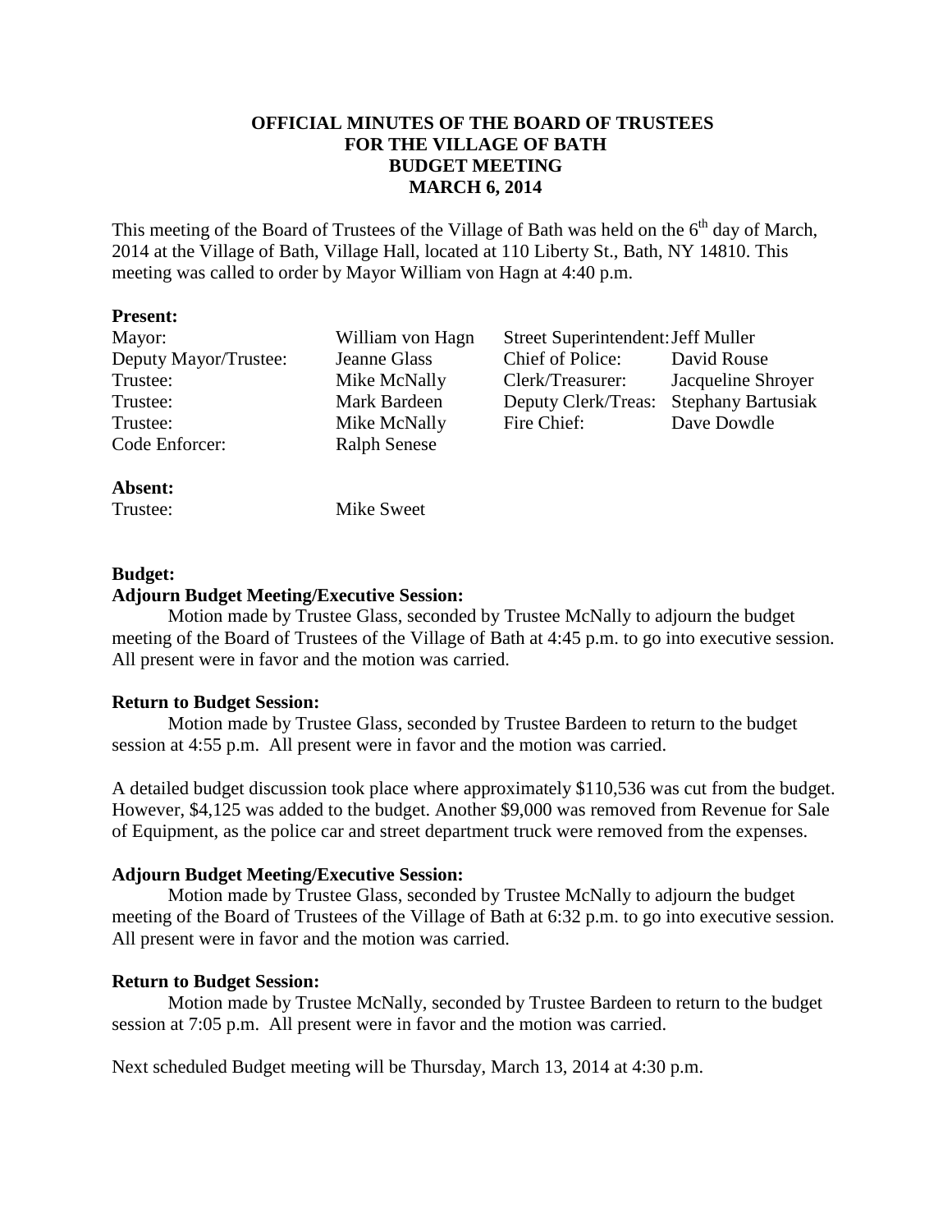**OFFICIAL MINUTES OF THE BOARD OF TRUSTEES**
**FOR THE VILLAGE OF BATH**
**BUDGET MEETING**
**MARCH 6, 2014**

This meeting of the Board of Trustees of the Village of Bath was held on the 6th day of March, 2014 at the Village of Bath, Village Hall, located at 110 Liberty St., Bath, NY 14810. This meeting was called to order by Mayor William von Hagn at 4:40 p.m.

**Present:**

| | | | |
|---|---|---|---|
| Mayor: | William von Hagn | Street Superintendent: | Jeff Muller |
| Deputy Mayor/Trustee: | Jeanne Glass | Chief of Police: | David Rouse |
| Trustee: | Mike McNally | Clerk/Treasurer: | Jacqueline Shroyer |
| Trustee: | Mark Bardeen | Deputy Clerk/Treas: | Stephany Bartusiak |
| Trustee: | Mike McNally | Fire Chief: | Dave Dowdle |
| Code Enforcer: | Ralph Senese | | |

**Absent:**

Trustee: Mike Sweet

**Budget:**

**Adjourn Budget Meeting/Executive Session:**

Motion made by Trustee Glass, seconded by Trustee McNally to adjourn the budget meeting of the Board of Trustees of the Village of Bath at 4:45 p.m. to go into executive session. All present were in favor and the motion was carried.

**Return to Budget Session:**

Motion made by Trustee Glass, seconded by Trustee Bardeen to return to the budget session at 4:55 p.m. All present were in favor and the motion was carried.

A detailed budget discussion took place where approximately $110,536 was cut from the budget. However, $4,125 was added to the budget. Another $9,000 was removed from Revenue for Sale of Equipment, as the police car and street department truck were removed from the expenses.

**Adjourn Budget Meeting/Executive Session:**

Motion made by Trustee Glass, seconded by Trustee McNally to adjourn the budget meeting of the Board of Trustees of the Village of Bath at 6:32 p.m. to go into executive session. All present were in favor and the motion was carried.

**Return to Budget Session:**

Motion made by Trustee McNally, seconded by Trustee Bardeen to return to the budget session at 7:05 p.m. All present were in favor and the motion was carried.

Next scheduled Budget meeting will be Thursday, March 13, 2014 at 4:30 p.m.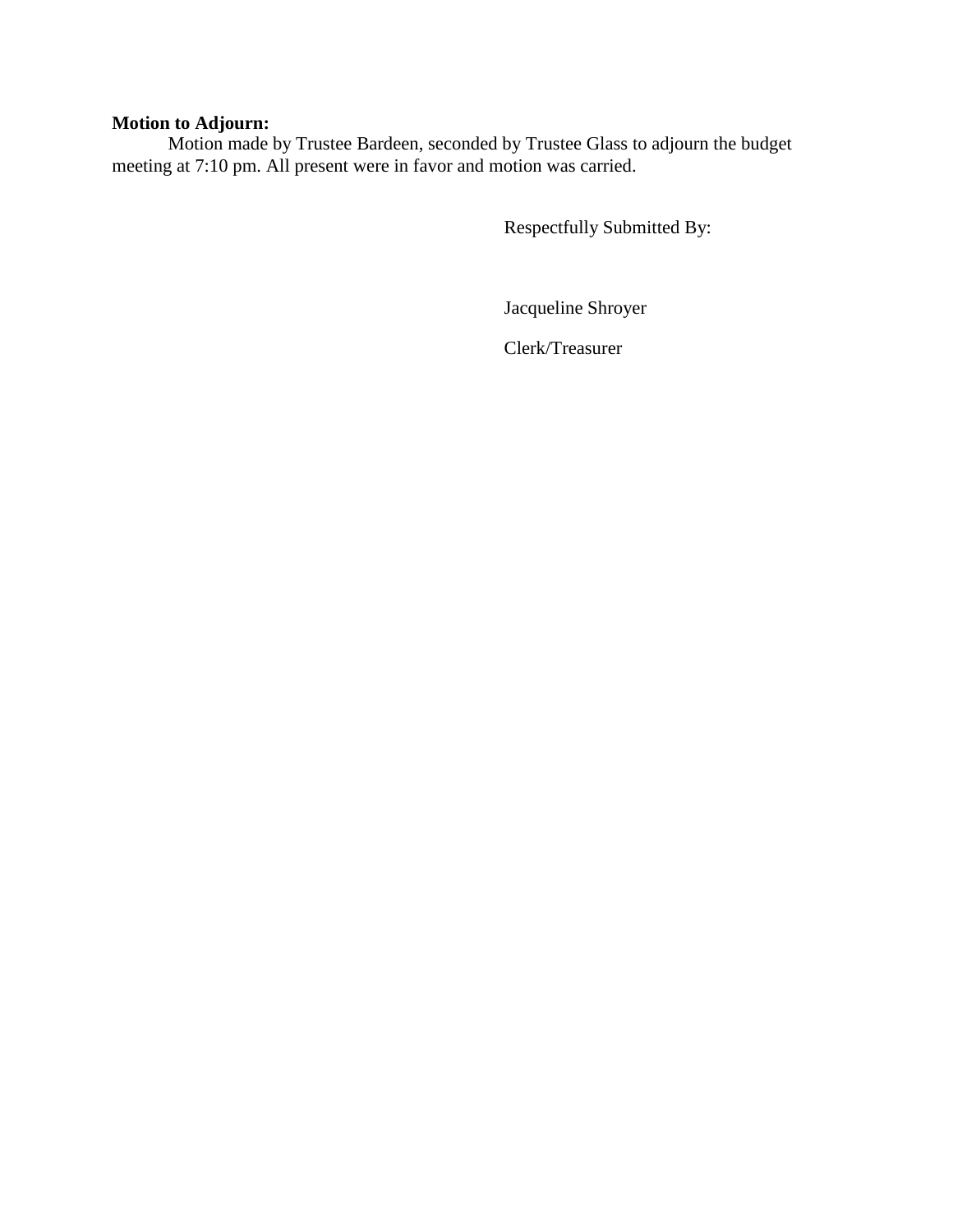**Motion to Adjourn:**

Motion made by Trustee Bardeen, seconded by Trustee Glass to adjourn the budget meeting at 7:10 pm. All present were in favor and motion was carried.

Respectfully Submitted By:

Jacqueline Shroyer

Clerk/Treasurer